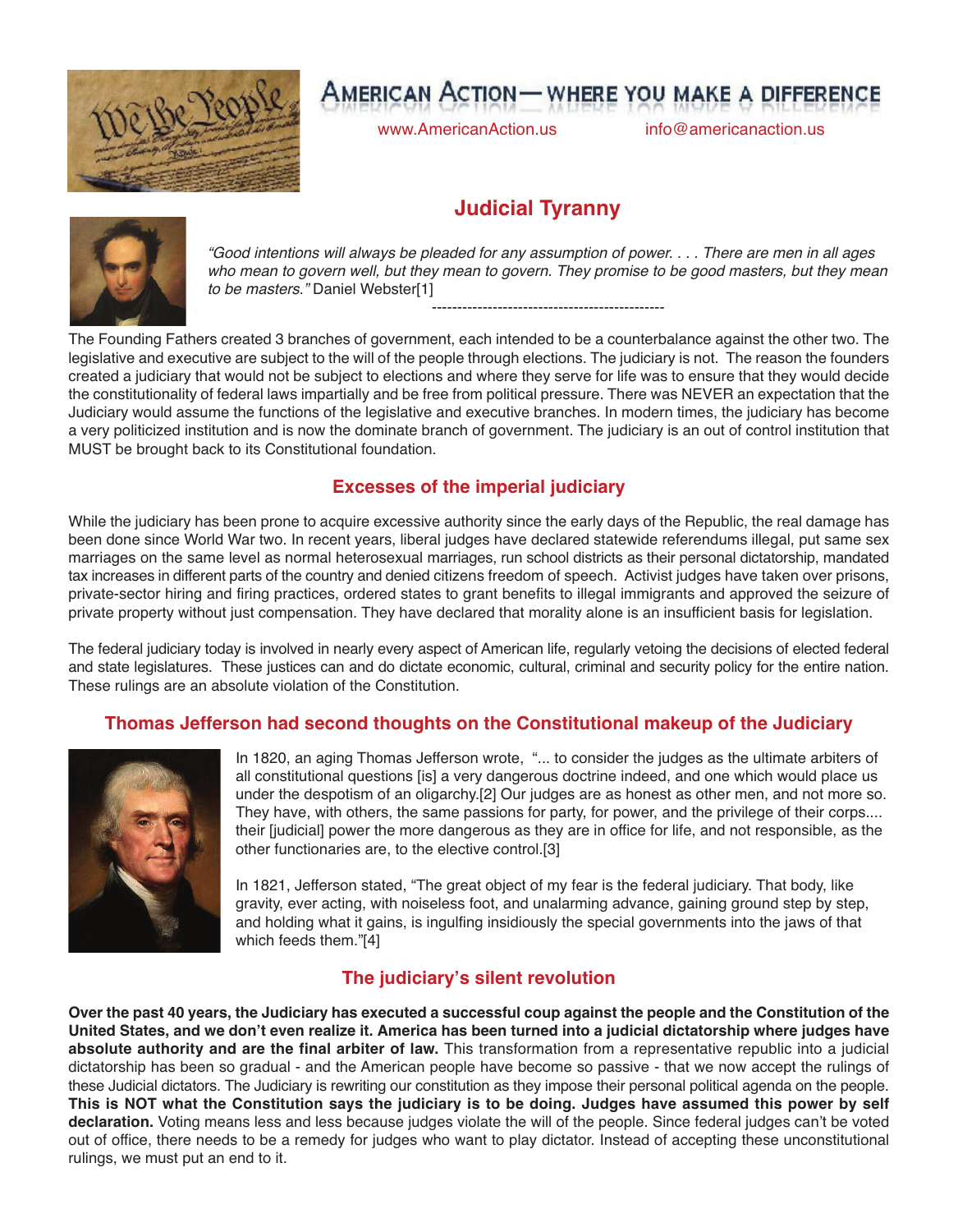# AMERICAN ACTION— WHERE YOU MAKE A DIFFERENCE

www.AmericanAction.us info@americanaction.us

## Judicial Tyranny

*"Good intentions will always be pleaded for any assumption of power. . . . There are men in all ages who mean to govern well, but they mean to govern. They promise to be good masters, but they mean to be masters."* Daniel Webster[1]

---

The Founding Fathers created 3 branches of government, each intended to be a counterbalance against the other two. The legislative and executive are subject to the will of the people through elections. The judiciary is not. The reason the founders created a judiciary that would not be subject to elections and where they serve for life was to ensure that they would decide the constitutionality of federal laws impartially and be free from political pressure. There was NEVER an expectation that the Judiciary would assume the functions of the legislative and executive branches. In modern times, the judiciary has become a very politicized institution and is now the dominate branch of government. The judiciary is an out of control institution that MUST be brought back to its Constitutional foundation.

### Excesses of the imperial judiciary

While the judiciary has been prone to acquire excessive authority since the early days of the Republic, the real damage has been done since World War two. In recent years, liberal judges have declared statewide referendums illegal, put same sex marriages on the same level as normal heterosexual marriages, run school districts as their personal dictatorship, mandated tax increases in different parts of the country and denied citizens freedom of speech. Activist judges have taken over prisons, private-sector hiring and firing practices, ordered states to grant benefits to illegal immigrants and approved the seizure of private property without just compensation. They have declared that morality alone is an insufficient basis for legislation.

The federal judiciary today is involved in nearly every aspect of American life, regularly vetoing the decisions of elected federal and state legislatures. These justices can and do dictate economic, cultural, criminal and security policy for the entire nation. These rulings are an absolute violation of the Constitution.

### Thomas Jefferson had second thoughts on the Constitutional makeup of the Judiciary

In 1820, an aging Thomas Jefferson wrote, "... to consider the judges as the ultimate arbiters of all constitutional questions [is] a very dangerous doctrine indeed, and one which would place us under the despotism of an oligarchy.[2] Our judges are as honest as other men, and not more so. They have, with others, the same passions for party, for power, and the privilege of their corps.... their [judicial] power the more dangerous as they are in office for life, and not responsible, as the other functionaries are, to the elective control.[3]

In 1821, Jefferson stated, "The great object of my fear is the federal judiciary. That body, like gravity, ever acting, with noiseless foot, and unalarming advance, gaining ground step by step, and holding what it gains, is ingulfing insidiously the special governments into the jaws of that which feeds them."[4]

### The judiciary's silent revolution

**Over the past 40 years, the Judiciary has executed a successful coup against the people and the Constitution of the United States, and we don't even realize it. America has been turned into a judicial dictatorship where judges have absolute authority and are the final arbiter of law.** This transformation from a representative republic into a judicial dictatorship has been so gradual - and the American people have become so passive - that we now accept the rulings of these Judicial dictators. The Judiciary is rewriting our constitution as they impose their personal political agenda on the people. **This is NOT what the Constitution says the judiciary is to be doing. Judges have assumed this power by self declaration.** Voting means less and less because judges violate the will of the people. Since federal judges can't be voted out of office, there needs to be a remedy for judges who want to play dictator. Instead of accepting these unconstitutional rulings, we must put an end to it.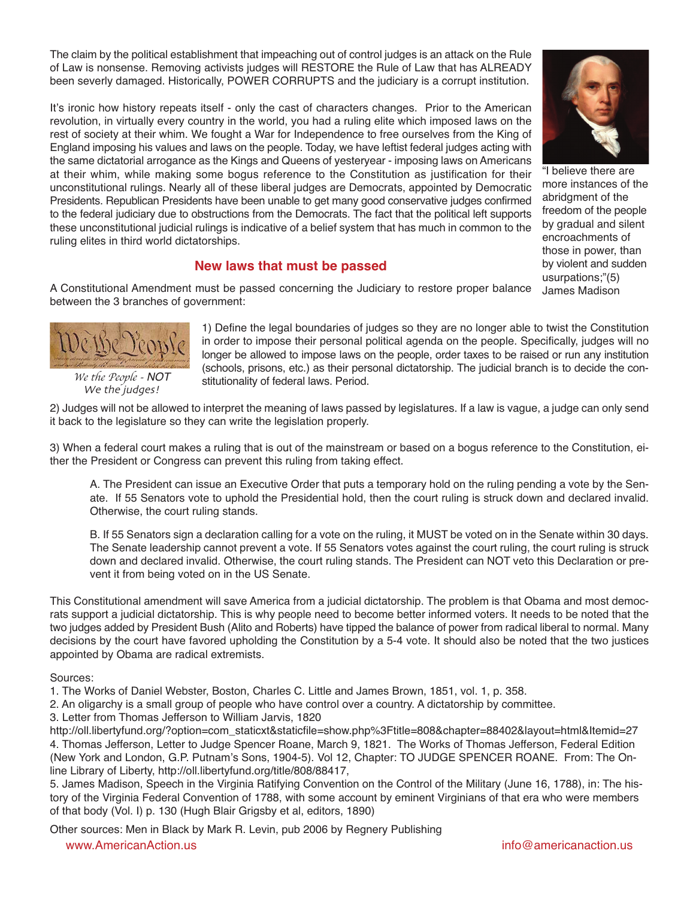The claim by the political establishment that impeaching out of control judges is an attack on the Rule of Law is nonsense. Removing activists judges will RESTORE the Rule of Law that has ALREADY been severly damaged. Historically, POWER CORRUPTS and the judiciary is a corrupt institution.

It's ironic how history repeats itself - only the cast of characters changes. Prior to the American revolution, in virtually every country in the world, you had a ruling elite which imposed laws on the rest of society at their whim. We fought a War for Independence to free ourselves from the King of England imposing his values and laws on the people. Today, we have leftist federal judges acting with the same dictatorial arrogance as the Kings and Queens of yesteryear - imposing laws on Americans at their whim, while making some bogus reference to the Constitution as justification for their unconstitutional rulings. Nearly all of these liberal judges are Democrats, appointed by Democratic Presidents. Republican Presidents have been unable to get many good conservative judges confirmed to the federal judiciary due to obstructions from the Democrats. The fact that the political left supports these unconstitutional judicial rulings is indicative of a belief system that has much in common to the ruling elites in third world dictatorships.

"I believe there are more instances of the abridgment of the freedom of the people by gradual and silent encroachments of those in power, than by violent and sudden usurpations;"(5) James Madison

## New laws that must be passed

A Constitutional Amendment must be passed concerning the Judiciary to restore proper balance between the 3 branches of government:

*We the People* - NOT *We the judges!*

1) Define the legal boundaries of judges so they are no longer able to twist the Constitution in order to impose their personal political agenda on the people. Specifically, judges will no longer be allowed to impose laws on the people, order taxes to be raised or run any institution (schools, prisons, etc.) as their personal dictatorship. The judicial branch is to decide the constitutionality of federal laws. Period.

2) Judges will not be allowed to interpret the meaning of laws passed by legislatures. If a law is vague, a judge can only send it back to the legislature so they can write the legislation properly.

3) When a federal court makes a ruling that is out of the mainstream or based on a bogus reference to the Constitution, either the President or Congress can prevent this ruling from taking effect.

A. The President can issue an Executive Order that puts a temporary hold on the ruling pending a vote by the Senate. If 55 Senators vote to uphold the Presidential hold, then the court ruling is struck down and declared invalid. Otherwise, the court ruling stands.

B. If 55 Senators sign a declaration calling for a vote on the ruling, it MUST be voted on in the Senate within 30 days. The Senate leadership cannot prevent a vote. If 55 Senators votes against the court ruling, the court ruling is struck down and declared invalid. Otherwise, the court ruling stands. The President can NOT veto this Declaration or prevent it from being voted on in the US Senate.

This Constitutional amendment will save America from a judicial dictatorship. The problem is that Obama and most democrats support a judicial dictatorship. This is why people need to become better informed voters. It needs to be noted that the two judges added by President Bush (Alito and Roberts) have tipped the balance of power from radical liberal to normal. Many decisions by the court have favored upholding the Constitution by a 5-4 vote. It should also be noted that the two justices appointed by Obama are radical extremists.

Sources:
1. The Works of Daniel Webster, Boston, Charles C. Little and James Brown, 1851, vol. 1, p. 358.
2. An oligarchy is a small group of people who have control over a country. A dictatorship by committee.
3. Letter from Thomas Jefferson to William Jarvis, 1820
http://oll.libertyfund.org/?option=com_staticxt&staticfile=show.php%3Ftitle=808&chapter=88402&layout=html&Itemid=27
4. Thomas Jefferson, Letter to Judge Spencer Roane, March 9, 1821. The Works of Thomas Jefferson, Federal Edition (New York and London, G.P. Putnam's Sons, 1904-5). Vol 12, Chapter: TO JUDGE SPENCER ROANE. From: The Online Library of Liberty, http://oll.libertyfund.org/title/808/88417,
5. James Madison, Speech in the Virginia Ratifying Convention on the Control of the Military (June 16, 1788), in: The history of the Virginia Federal Convention of 1788, with some account by eminent Virginians of that era who were members of that body (Vol. I) p. 130 (Hugh Blair Grigsby et al, editors, 1890)

Other sources: Men in Black by Mark R. Levin, pub 2006 by Regnery Publishing

www.AmericanAction.us info@americanaction.us